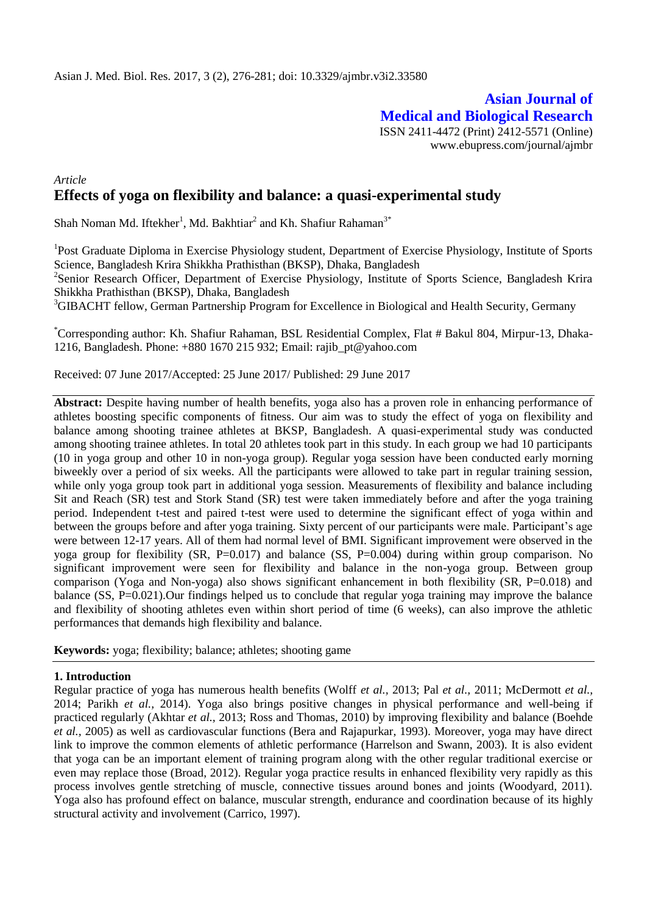Asian J. Med. Biol. Res. 2017, 3 (2), 276-281; doi: 10.3329/ajmbr.v3i2.33580

**Asian Journal of Medical and Biological Research**

ISSN 2411-4472 (Print) 2412-5571 (Online)
www.ebupress.com/journal/ajmbr

*Article*

# Effects of yoga on flexibility and balance: a quasi-experimental study

Shah Noman Md. Iftekher[1], Md. Bakhtiar[2] and Kh. Shafiur Rahaman[3*]

[1]Post Graduate Diploma in Exercise Physiology student, Department of Exercise Physiology, Institute of Sports Science, Bangladesh Krira Shikkha Prathisthan (BKSP), Dhaka, Bangladesh

[2]Senior Research Officer, Department of Exercise Physiology, Institute of Sports Science, Bangladesh Krira Shikkha Prathisthan (BKSP), Dhaka, Bangladesh

[3]GIBACHT fellow, German Partnership Program for Excellence in Biological and Health Security, Germany

[*]Corresponding author: Kh. Shafiur Rahaman, BSL Residential Complex, Flat # Bakul 804, Mirpur-13, Dhaka-1216, Bangladesh. Phone: +880 1670 215 932; Email: rajib_pt@yahoo.com

Received: 07 June 2017/Accepted: 25 June 2017/ Published: 29 June 2017

**Abstract:** Despite having number of health benefits, yoga also has a proven role in enhancing performance of athletes boosting specific components of fitness. Our aim was to study the effect of yoga on flexibility and balance among shooting trainee athletes at BKSP, Bangladesh. A quasi-experimental study was conducted among shooting trainee athletes. In total 20 athletes took part in this study. In each group we had 10 participants (10 in yoga group and other 10 in non-yoga group). Regular yoga session have been conducted early morning biweekly over a period of six weeks. All the participants were allowed to take part in regular training session, while only yoga group took part in additional yoga session. Measurements of flexibility and balance including Sit and Reach (SR) test and Stork Stand (SR) test were taken immediately before and after the yoga training period. Independent t-test and paired t-test were used to determine the significant effect of yoga within and between the groups before and after yoga training. Sixty percent of our participants were male. Participant's age were between 12-17 years. All of them had normal level of BMI. Significant improvement were observed in the yoga group for flexibility (SR, P=0.017) and balance (SS, P=0.004) during within group comparison. No significant improvement were seen for flexibility and balance in the non-yoga group. Between group comparison (Yoga and Non-yoga) also shows significant enhancement in both flexibility (SR, P=0.018) and balance (SS, P=0.021).Our findings helped us to conclude that regular yoga training may improve the balance and flexibility of shooting athletes even within short period of time (6 weeks), can also improve the athletic performances that demands high flexibility and balance.

**Keywords:** yoga; flexibility; balance; athletes; shooting game

## 1. Introduction

Regular practice of yoga has numerous health benefits (Wolff *et al.,* 2013; Pal *et al.,* 2011; McDermott *et al.,* 2014; Parikh *et al.,* 2014). Yoga also brings positive changes in physical performance and well-being if practiced regularly (Akhtar *et al.,* 2013; Ross and Thomas, 2010) by improving flexibility and balance (Boehde *et al.,* 2005) as well as cardiovascular functions (Bera and Rajapurkar, 1993). Moreover, yoga may have direct link to improve the common elements of athletic performance (Harrelson and Swann, 2003). It is also evident that yoga can be an important element of training program along with the other regular traditional exercise or even may replace those (Broad, 2012). Regular yoga practice results in enhanced flexibility very rapidly as this process involves gentle stretching of muscle, connective tissues around bones and joints (Woodyard, 2011). Yoga also has profound effect on balance, muscular strength, endurance and coordination because of its highly structural activity and involvement (Carrico, 1997).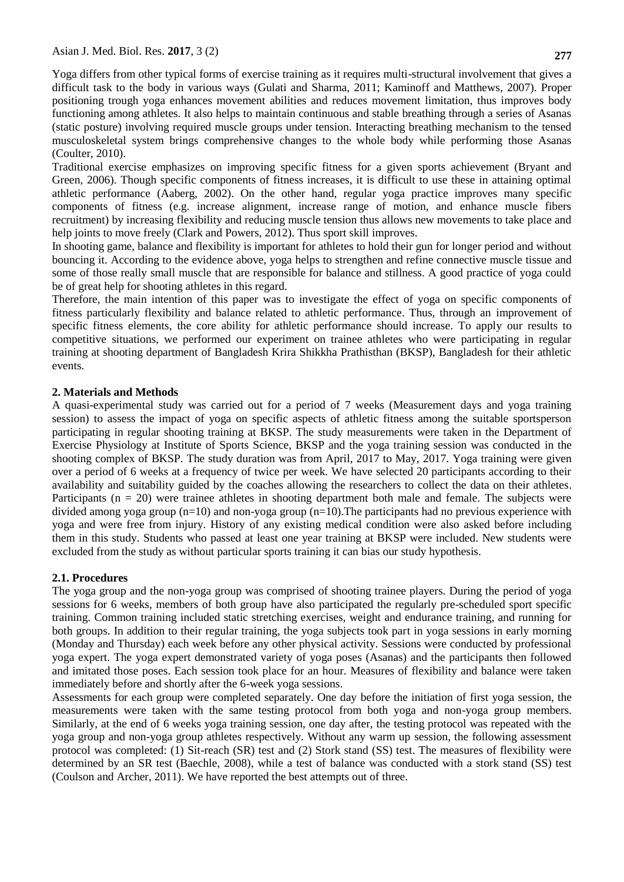Yoga differs from other typical forms of exercise training as it requires multi-structural involvement that gives a difficult task to the body in various ways (Gulati and Sharma, 2011; Kaminoff and Matthews, 2007). Proper positioning trough yoga enhances movement abilities and reduces movement limitation, thus improves body functioning among athletes. It also helps to maintain continuous and stable breathing through a series of Asanas (static posture) involving required muscle groups under tension. Interacting breathing mechanism to the tensed musculoskeletal system brings comprehensive changes to the whole body while performing those Asanas (Coulter, 2010).

Traditional exercise emphasizes on improving specific fitness for a given sports achievement (Bryant and Green, 2006). Though specific components of fitness increases, it is difficult to use these in attaining optimal athletic performance (Aaberg, 2002). On the other hand, regular yoga practice improves many specific components of fitness (e.g. increase alignment, increase range of motion, and enhance muscle fibers recruitment) by increasing flexibility and reducing muscle tension thus allows new movements to take place and help joints to move freely (Clark and Powers, 2012). Thus sport skill improves.

In shooting game, balance and flexibility is important for athletes to hold their gun for longer period and without bouncing it. According to the evidence above, yoga helps to strengthen and refine connective muscle tissue and some of those really small muscle that are responsible for balance and stillness. A good practice of yoga could be of great help for shooting athletes in this regard.

Therefore, the main intention of this paper was to investigate the effect of yoga on specific components of fitness particularly flexibility and balance related to athletic performance. Thus, through an improvement of specific fitness elements, the core ability for athletic performance should increase. To apply our results to competitive situations, we performed our experiment on trainee athletes who were participating in regular training at shooting department of Bangladesh Krira Shikkha Prathisthan (BKSP), Bangladesh for their athletic events.

## 2. Materials and Methods

A quasi-experimental study was carried out for a period of 7 weeks (Measurement days and yoga training session) to assess the impact of yoga on specific aspects of athletic fitness among the suitable sportsperson participating in regular shooting training at BKSP. The study measurements were taken in the Department of Exercise Physiology at Institute of Sports Science, BKSP and the yoga training session was conducted in the shooting complex of BKSP. The study duration was from April, 2017 to May, 2017. Yoga training were given over a period of 6 weeks at a frequency of twice per week. We have selected 20 participants according to their availability and suitability guided by the coaches allowing the researchers to collect the data on their athletes. Participants ($n = 20$) were trainee athletes in shooting department both male and female. The subjects were divided among yoga group ($n=10$) and non-yoga group ($n=10$).The participants had no previous experience with yoga and were free from injury. History of any existing medical condition were also asked before including them in this study. Students who passed at least one year training at BKSP were included. New students were excluded from the study as without particular sports training it can bias our study hypothesis.

### 2.1. Procedures

The yoga group and the non-yoga group was comprised of shooting trainee players. During the period of yoga sessions for 6 weeks, members of both group have also participated the regularly pre-scheduled sport specific training. Common training included static stretching exercises, weight and endurance training, and running for both groups. In addition to their regular training, the yoga subjects took part in yoga sessions in early morning (Monday and Thursday) each week before any other physical activity. Sessions were conducted by professional yoga expert. The yoga expert demonstrated variety of yoga poses (Asanas) and the participants then followed and imitated those poses. Each session took place for an hour. Measures of flexibility and balance were taken immediately before and shortly after the 6-week yoga sessions.

Assessments for each group were completed separately. One day before the initiation of first yoga session, the measurements were taken with the same testing protocol from both yoga and non-yoga group members. Similarly, at the end of 6 weeks yoga training session, one day after, the testing protocol was repeated with the yoga group and non-yoga group athletes respectively. Without any warm up session, the following assessment protocol was completed: (1) Sit-reach (SR) test and (2) Stork stand (SS) test. The measures of flexibility were determined by an SR test (Baechle, 2008), while a test of balance was conducted with a stork stand (SS) test (Coulson and Archer, 2011). We have reported the best attempts out of three.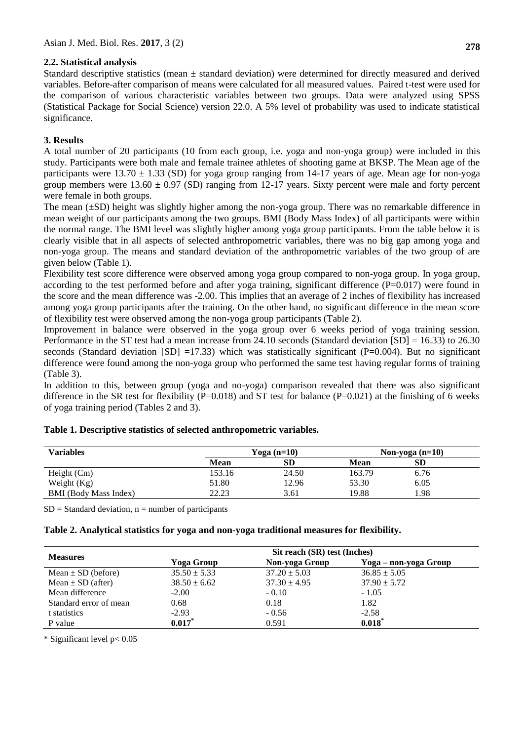### 2.2. Statistical analysis

Standard descriptive statistics (mean ± standard deviation) were determined for directly measured and derived variables. Before-after comparison of means were calculated for all measured values. Paired t-test were used for the comparison of various characteristic variables between two groups. Data were analyzed using SPSS (Statistical Package for Social Science) version 22.0. A 5% level of probability was used to indicate statistical significance.

## 3. Results

A total number of 20 participants (10 from each group, i.e. yoga and non-yoga group) were included in this study. Participants were both male and female trainee athletes of shooting game at BKSP. The Mean age of the participants were 13.70 ± 1.33 (SD) for yoga group ranging from 14-17 years of age. Mean age for non-yoga group members were 13.60 ± 0.97 (SD) ranging from 12-17 years. Sixty percent were male and forty percent were female in both groups.

The mean (±SD) height was slightly higher among the non-yoga group. There was no remarkable difference in mean weight of our participants among the two groups. BMI (Body Mass Index) of all participants were within the normal range. The BMI level was slightly higher among yoga group participants. From the table below it is clearly visible that in all aspects of selected anthropometric variables, there was no big gap among yoga and non-yoga group. The means and standard deviation of the anthropometric variables of the two group of are given below (Table 1).

Flexibility test score difference were observed among yoga group compared to non-yoga group. In yoga group, according to the test performed before and after yoga training, significant difference (P=0.017) were found in the score and the mean difference was -2.00. This implies that an average of 2 inches of flexibility has increased among yoga group participants after the training. On the other hand, no significant difference in the mean score of flexibility test were observed among the non-yoga group participants (Table 2).

Improvement in balance were observed in the yoga group over 6 weeks period of yoga training session. Performance in the ST test had a mean increase from 24.10 seconds (Standard deviation [SD] = 16.33) to 26.30 seconds (Standard deviation [SD] =17.33) which was statistically significant (P=0.004). But no significant difference were found among the non-yoga group who performed the same test having regular forms of training (Table 3).

In addition to this, between group (yoga and no-yoga) comparison revealed that there was also significant difference in the SR test for flexibility (P=0.018) and ST test for balance (P=0.021) at the finishing of 6 weeks of yoga training period (Tables 2 and 3).

**Table 1. Descriptive statistics of selected anthropometric variables.**

| Variables | Yoga (n=10) | | Non-yoga (n=10) | |
|---|---|---|---|---|
| | Mean | SD | Mean | SD |
| Height (Cm) | 153.16 | 24.50 | 163.79 | 6.76 |
| Weight (Kg) | 51.80 | 12.96 | 53.30 | 6.05 |
| BMI (Body Mass Index) | 22.23 | 3.61 | 19.88 | 1.98 |

SD = Standard deviation, n = number of participants

**Table 2. Analytical statistics for yoga and non-yoga traditional measures for flexibility.**

| Measures | Sit reach (SR) test (Inches) | | |
|---|---|---|---|
| | Yoga Group | Non-yoga Group | Yoga – non-yoga Group |
| Mean ± SD (before) | 35.50 ± 5.33 | 37.20 ± 5.03 | 36.85 ± 5.05 |
| Mean ± SD (after) | 38.50 ± 6.62 | 37.30 ± 4.95 | 37.90 ± 5.72 |
| Mean difference | -2.00 | - 0.10 | - 1.05 |
| Standard error of mean | 0.68 | 0.18 | 1.82 |
| t statistics | -2.93 | - 0.56 | -2.58 |
| P value | **0.017***  | 0.591 | **0.018***  |

* Significant level $p < 0.05$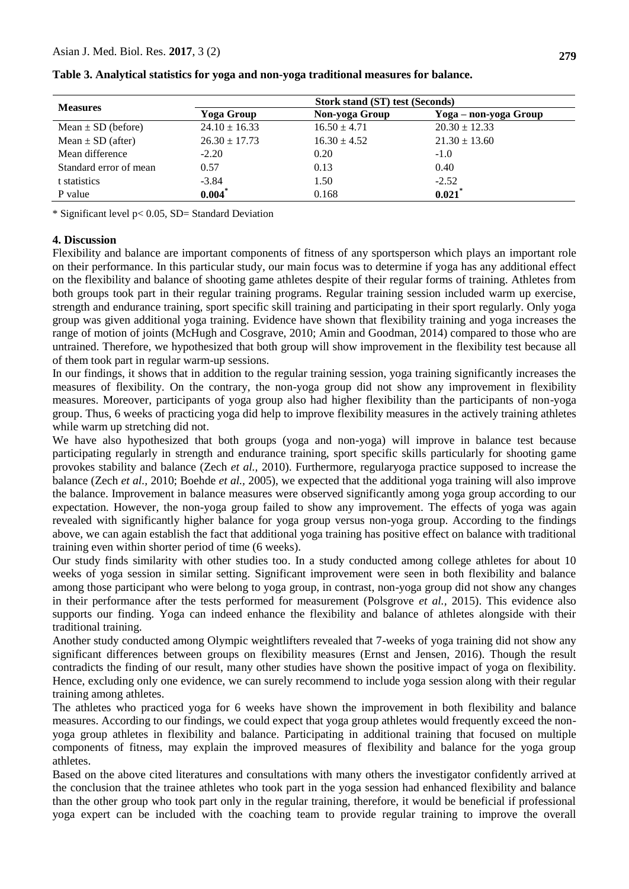**Table 3. Analytical statistics for yoga and non-yoga traditional measures for balance.**

| Measures | Stork stand (ST) test (Seconds) | | |
|---|---|---|---|
| | Yoga Group | Non-yoga Group | Yoga – non-yoga Group |
| Mean ± SD (before) | 24.10 ± 16.33 | 16.50 ± 4.71 | 20.30 ± 12.33 |
| Mean ± SD (after) | 26.30 ± 17.73 | 16.30 ± 4.52 | 21.30 ± 13.60 |
| Mean difference | -2.20 | 0.20 | -1.0 |
| Standard error of mean | 0.57 | 0.13 | 0.40 |
| t statistics | -3.84 | 1.50 | -2.52 |
| P value | **0.004*** | 0.168 | **0.021*** |

* Significant level $p < 0.05$, SD= Standard Deviation

## 4. Discussion

Flexibility and balance are important components of fitness of any sportsperson which plays an important role on their performance. In this particular study, our main focus was to determine if yoga has any additional effect on the flexibility and balance of shooting game athletes despite of their regular forms of training. Athletes from both groups took part in their regular training programs. Regular training session included warm up exercise, strength and endurance training, sport specific skill training and participating in their sport regularly. Only yoga group was given additional yoga training. Evidence have shown that flexibility training and yoga increases the range of motion of joints (McHugh and Cosgrave, 2010; Amin and Goodman, 2014) compared to those who are untrained. Therefore, we hypothesized that both group will show improvement in the flexibility test because all of them took part in regular warm-up sessions.

In our findings, it shows that in addition to the regular training session, yoga training significantly increases the measures of flexibility. On the contrary, the non-yoga group did not show any improvement in flexibility measures. Moreover, participants of yoga group also had higher flexibility than the participants of non-yoga group. Thus, 6 weeks of practicing yoga did help to improve flexibility measures in the actively training athletes while warm up stretching did not.

We have also hypothesized that both groups (yoga and non-yoga) will improve in balance test because participating regularly in strength and endurance training, sport specific skills particularly for shooting game provokes stability and balance (Zech *et al.,* 2010). Furthermore, regularyoga practice supposed to increase the balance (Zech *et al.,* 2010; Boehde *et al.,* 2005), we expected that the additional yoga training will also improve the balance. Improvement in balance measures were observed significantly among yoga group according to our expectation. However, the non-yoga group failed to show any improvement. The effects of yoga was again revealed with significantly higher balance for yoga group versus non-yoga group. According to the findings above, we can again establish the fact that additional yoga training has positive effect on balance with traditional training even within shorter period of time (6 weeks).

Our study finds similarity with other studies too. In a study conducted among college athletes for about 10 weeks of yoga session in similar setting. Significant improvement were seen in both flexibility and balance among those participant who were belong to yoga group, in contrast, non-yoga group did not show any changes in their performance after the tests performed for measurement (Polsgrove *et al.,* 2015). This evidence also supports our finding. Yoga can indeed enhance the flexibility and balance of athletes alongside with their traditional training.

Another study conducted among Olympic weightlifters revealed that 7-weeks of yoga training did not show any significant differences between groups on flexibility measures (Ernst and Jensen, 2016). Though the result contradicts the finding of our result, many other studies have shown the positive impact of yoga on flexibility. Hence, excluding only one evidence, we can surely recommend to include yoga session along with their regular training among athletes.

The athletes who practiced yoga for 6 weeks have shown the improvement in both flexibility and balance measures. According to our findings, we could expect that yoga group athletes would frequently exceed the non-yoga group athletes in flexibility and balance. Participating in additional training that focused on multiple components of fitness, may explain the improved measures of flexibility and balance for the yoga group athletes.

Based on the above cited literatures and consultations with many others the investigator confidently arrived at the conclusion that the trainee athletes who took part in the yoga session had enhanced flexibility and balance than the other group who took part only in the regular training, therefore, it would be beneficial if professional yoga expert can be included with the coaching team to provide regular training to improve the overall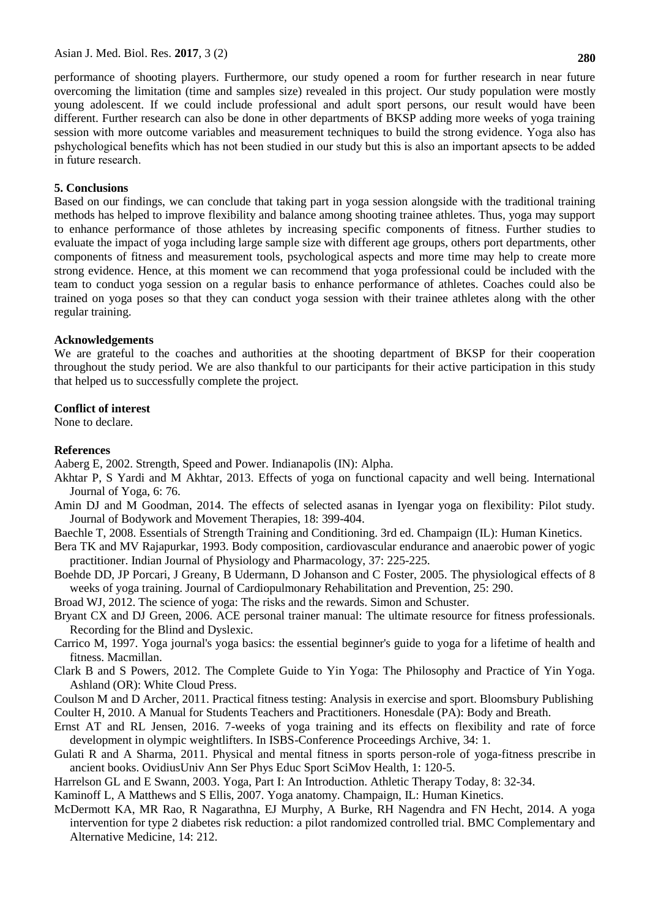performance of shooting players. Furthermore, our study opened a room for further research in near future overcoming the limitation (time and samples size) revealed in this project. Our study population were mostly young adolescent. If we could include professional and adult sport persons, our result would have been different. Further research can also be done in other departments of BKSP adding more weeks of yoga training session with more outcome variables and measurement techniques to build the strong evidence. Yoga also has pshychological benefits which has not been studied in our study but this is also an important apsects to be added in future research.

## 5. Conclusions

Based on our findings, we can conclude that taking part in yoga session alongside with the traditional training methods has helped to improve flexibility and balance among shooting trainee athletes. Thus, yoga may support to enhance performance of those athletes by increasing specific components of fitness. Further studies to evaluate the impact of yoga including large sample size with different age groups, others port departments, other components of fitness and measurement tools, psychological aspects and more time may help to create more strong evidence. Hence, at this moment we can recommend that yoga professional could be included with the team to conduct yoga session on a regular basis to enhance performance of athletes. Coaches could also be trained on yoga poses so that they can conduct yoga session with their trainee athletes along with the other regular training.

## Acknowledgements

We are grateful to the coaches and authorities at the shooting department of BKSP for their cooperation throughout the study period. We are also thankful to our participants for their active participation in this study that helped us to successfully complete the project.

## Conflict of interest

None to declare.

## References

Aaberg E, 2002. Strength, Speed and Power. Indianapolis (IN): Alpha.

Akhtar P, S Yardi and M Akhtar, 2013. Effects of yoga on functional capacity and well being. International Journal of Yoga, 6: 76.

Amin DJ and M Goodman, 2014. The effects of selected asanas in Iyengar yoga on flexibility: Pilot study. Journal of Bodywork and Movement Therapies, 18: 399-404.

Baechle T, 2008. Essentials of Strength Training and Conditioning. 3rd ed. Champaign (IL): Human Kinetics.

Bera TK and MV Rajapurkar, 1993. Body composition, cardiovascular endurance and anaerobic power of yogic practitioner. Indian Journal of Physiology and Pharmacology, 37: 225-225.

Boehde DD, JP Porcari, J Greany, B Udermann, D Johanson and C Foster, 2005. The physiological effects of 8 weeks of yoga training. Journal of Cardiopulmonary Rehabilitation and Prevention, 25: 290.

Broad WJ, 2012. The science of yoga: The risks and the rewards. Simon and Schuster.

Bryant CX and DJ Green, 2006. ACE personal trainer manual: The ultimate resource for fitness professionals. Recording for the Blind and Dyslexic.

Carrico M, 1997. Yoga journal's yoga basics: the essential beginner's guide to yoga for a lifetime of health and fitness. Macmillan.

Clark B and S Powers, 2012. The Complete Guide to Yin Yoga: The Philosophy and Practice of Yin Yoga. Ashland (OR): White Cloud Press.

Coulson M and D Archer, 2011. Practical fitness testing: Analysis in exercise and sport. Bloomsbury Publishing

Coulter H, 2010. A Manual for Students Teachers and Practitioners. Honesdale (PA): Body and Breath.

Ernst AT and RL Jensen, 2016. 7-weeks of yoga training and its effects on flexibility and rate of force development in olympic weightlifters. In ISBS-Conference Proceedings Archive, 34: 1.

Gulati R and A Sharma, 2011. Physical and mental fitness in sports person-role of yoga-fitness prescribe in ancient books. OvidiusUniv Ann Ser Phys Educ Sport SciMov Health, 1: 120-5.

Harrelson GL and E Swann, 2003. Yoga, Part I: An Introduction. Athletic Therapy Today, 8: 32-34.

Kaminoff L, A Matthews and S Ellis, 2007. Yoga anatomy. Champaign, IL: Human Kinetics.

McDermott KA, MR Rao, R Nagarathna, EJ Murphy, A Burke, RH Nagendra and FN Hecht, 2014. A yoga intervention for type 2 diabetes risk reduction: a pilot randomized controlled trial. BMC Complementary and Alternative Medicine, 14: 212.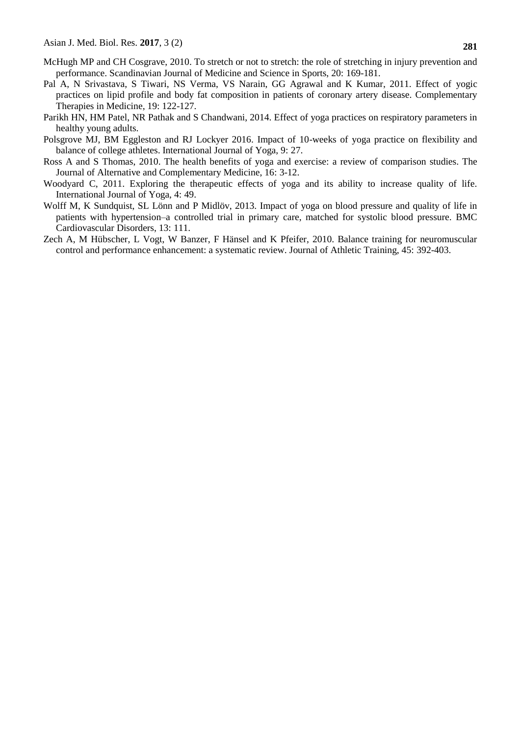McHugh MP and CH Cosgrave, 2010. To stretch or not to stretch: the role of stretching in injury prevention and performance. Scandinavian Journal of Medicine and Science in Sports, 20: 169-181.

Pal A, N Srivastava, S Tiwari, NS Verma, VS Narain, GG Agrawal and K Kumar, 2011. Effect of yogic practices on lipid profile and body fat composition in patients of coronary artery disease. Complementary Therapies in Medicine, 19: 122-127.

Parikh HN, HM Patel, NR Pathak and S Chandwani, 2014. Effect of yoga practices on respiratory parameters in healthy young adults.

Polsgrove MJ, BM Eggleston and RJ Lockyer 2016. Impact of 10-weeks of yoga practice on flexibility and balance of college athletes. International Journal of Yoga, 9: 27.

Ross A and S Thomas, 2010. The health benefits of yoga and exercise: a review of comparison studies. The Journal of Alternative and Complementary Medicine, 16: 3-12.

Woodyard C, 2011. Exploring the therapeutic effects of yoga and its ability to increase quality of life. International Journal of Yoga, 4: 49.

Wolff M, K Sundquist, SL Lönn and P Midlöv, 2013. Impact of yoga on blood pressure and quality of life in patients with hypertension–a controlled trial in primary care, matched for systolic blood pressure. BMC Cardiovascular Disorders, 13: 111.

Zech A, M Hübscher, L Vogt, W Banzer, F Hänsel and K Pfeifer, 2010. Balance training for neuromuscular control and performance enhancement: a systematic review. Journal of Athletic Training, 45: 392-403.